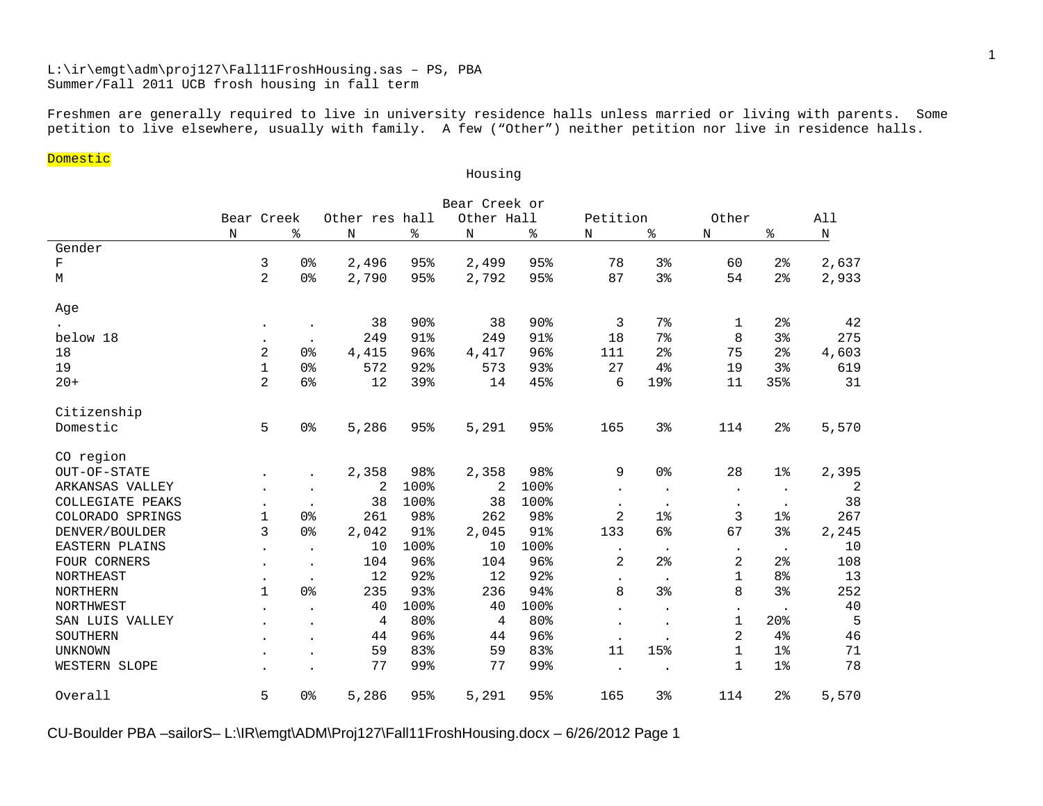L:\ir\emgt\adm\proj127\Fall11FroshHousing.sas – PS, PBA
Summer/Fall 2011 UCB frosh housing in fall term

Freshmen are generally required to live in university residence halls unless married or living with parents. Some petition to live elsewhere, usually with family. A few (“Other”) neither petition nor live in residence halls.

Domestic

Housing

| | Bear Creek | | Other res hall | | Bear Creek or Other Hall | | Petition | | Other | | All |
|---|---|---|---|---|---|---|---|---|---|---|---|
| | N | % | N | % | N | % | N | % | N | % | N |
| **Gender** | | | | | | | | | | | |
| F | 3 | 0% | 2,496 | 95% | 2,499 | 95% | 78 | 3% | 60 | 2% | 2,637 |
| M | 2 | 0% | 2,790 | 95% | 2,792 | 95% | 87 | 3% | 54 | 2% | 2,933 |
| **Age** | | | | | | | | | | | |
| . | . | . | 38 | 90% | 38 | 90% | 3 | 7% | 1 | 2% | 42 |
| below 18 | . | . | 249 | 91% | 249 | 91% | 18 | 7% | 8 | 3% | 275 |
| 18 | 2 | 0% | 4,415 | 96% | 4,417 | 96% | 111 | 2% | 75 | 2% | 4,603 |
| 19 | 1 | 0% | 572 | 92% | 573 | 93% | 27 | 4% | 19 | 3% | 619 |
| 20+ | 2 | 6% | 12 | 39% | 14 | 45% | 6 | 19% | 11 | 35% | 31 |
| **Citizenship** | | | | | | | | | | | |
| Domestic | 5 | 0% | 5,286 | 95% | 5,291 | 95% | 165 | 3% | 114 | 2% | 5,570 |
| **CO region** | | | | | | | | | | | |
| OUT-OF-STATE | . | . | 2,358 | 98% | 2,358 | 98% | 9 | 0% | 28 | 1% | 2,395 |
| ARKANSAS VALLEY | . | . | 2 | 100% | 2 | 100% | . | . | . | . | 2 |
| COLLEGIATE PEAKS | . | . | 38 | 100% | 38 | 100% | . | . | . | . | 38 |
| COLORADO SPRINGS | 1 | 0% | 261 | 98% | 262 | 98% | 2 | 1% | 3 | 1% | 267 |
| DENVER/BOULDER | 3 | 0% | 2,042 | 91% | 2,045 | 91% | 133 | 6% | 67 | 3% | 2,245 |
| EASTERN PLAINS | . | . | 10 | 100% | 10 | 100% | . | . | . | . | 10 |
| FOUR CORNERS | . | . | 104 | 96% | 104 | 96% | 2 | 2% | 2 | 2% | 108 |
| NORTHEAST | . | . | 12 | 92% | 12 | 92% | . | . | 1 | 8% | 13 |
| NORTHERN | 1 | 0% | 235 | 93% | 236 | 94% | 8 | 3% | 8 | 3% | 252 |
| NORTHWEST | . | . | 40 | 100% | 40 | 100% | . | . | . | . | 40 |
| SAN LUIS VALLEY | . | . | 4 | 80% | 4 | 80% | . | . | 1 | 20% | 5 |
| SOUTHERN | . | . | 44 | 96% | 44 | 96% | . | . | 2 | 4% | 46 |
| UNKNOWN | . | . | 59 | 83% | 59 | 83% | 11 | 15% | 1 | 1% | 71 |
| WESTERN SLOPE | . | . | 77 | 99% | 77 | 99% | . | . | 1 | 1% | 78 |
| Overall | 5 | 0% | 5,286 | 95% | 5,291 | 95% | 165 | 3% | 114 | 2% | 5,570 |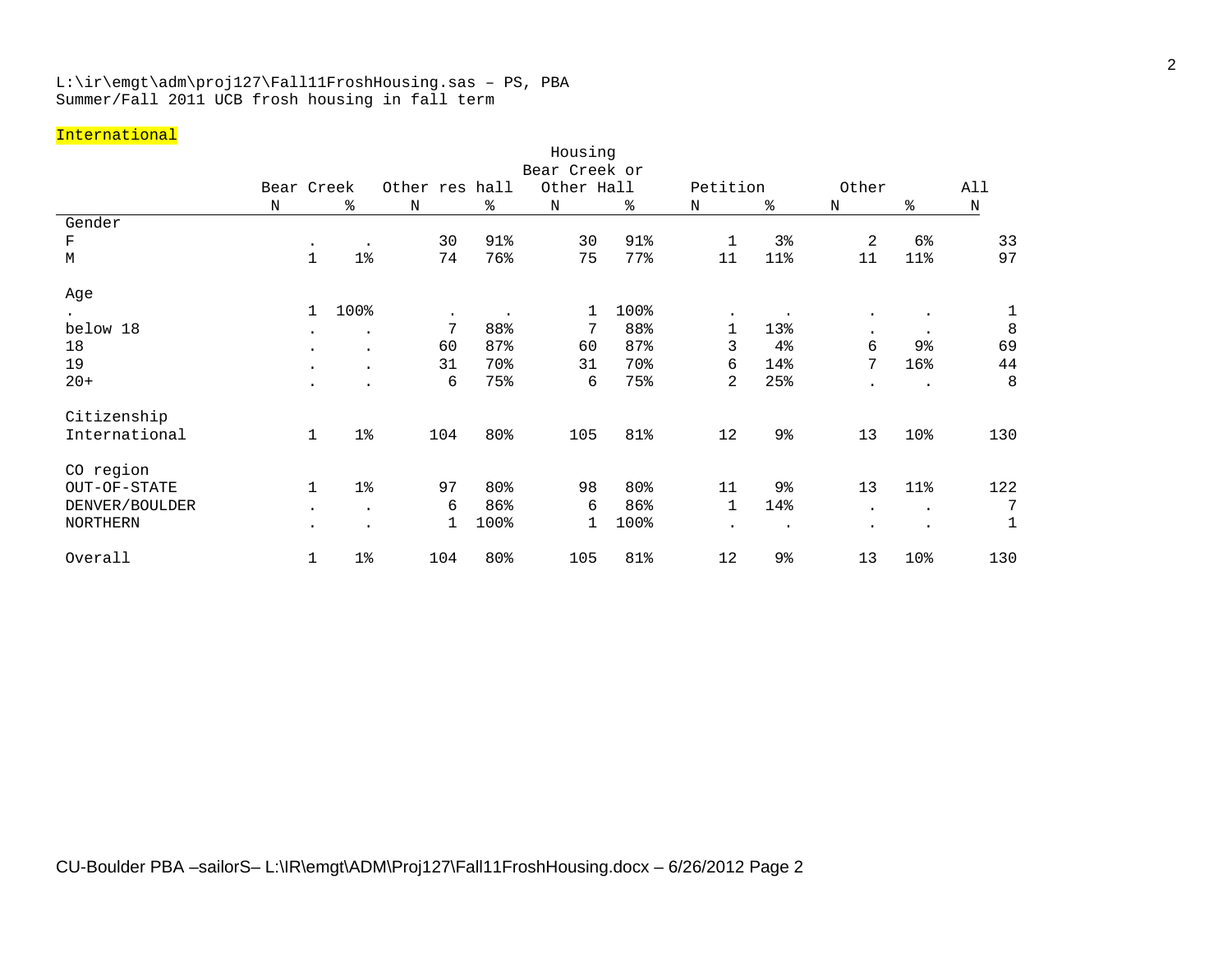L:\ir\emgt\adm\proj127\Fall11FroshHousing.sas – PS, PBA
Summer/Fall 2011 UCB frosh housing in fall term

International

| | Bear Creek | | Other res hall | | Housing Bear Creek or Other Hall | | Petition | | Other | | All |
|---|---|---|---|---|---|---|---|---|---|---|---|
| | N | % | N | % | N | % | N | % | N | % | N |
| **Gender** | | | | | | | | | | | |
| F | . | . | 30 | 91% | 30 | 91% | 1 | 3% | 2 | 6% | 33 |
| M | 1 | 1% | 74 | 76% | 75 | 77% | 11 | 11% | 11 | 11% | 97 |
| **Age** | | | | | | | | | | | |
| . | 1 | 100% | . | . | 1 | 100% | . | . | . | . | 1 |
| below 18 | . | . | 7 | 88% | 7 | 88% | 1 | 13% | . | . | 8 |
| 18 | . | . | 60 | 87% | 60 | 87% | 3 | 4% | 6 | 9% | 69 |
| 19 | . | . | 31 | 70% | 31 | 70% | 6 | 14% | 7 | 16% | 44 |
| 20+ | . | . | 6 | 75% | 6 | 75% | 2 | 25% | . | . | 8 |
| **Citizenship** | | | | | | | | | | | |
| International | 1 | 1% | 104 | 80% | 105 | 81% | 12 | 9% | 13 | 10% | 130 |
| **CO region** | | | | | | | | | | | |
| OUT-OF-STATE | 1 | 1% | 97 | 80% | 98 | 80% | 11 | 9% | 13 | 11% | 122 |
| DENVER/BOULDER | . | . | 6 | 86% | 6 | 86% | 1 | 14% | . | . | 7 |
| NORTHERN | . | . | 1 | 100% | 1 | 100% | . | . | . | . | 1 |
| **Overall** | 1 | 1% | 104 | 80% | 105 | 81% | 12 | 9% | 13 | 10% | 130 |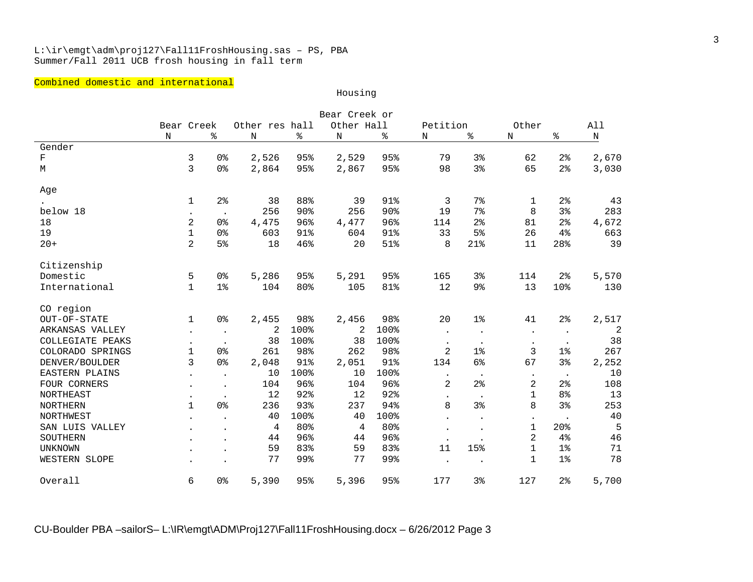L:\ir\emgt\adm\proj127\Fall11FroshHousing.sas – PS, PBA
Summer/Fall 2011 UCB frosh housing in fall term

Combined domestic and international

Housing

| | Bear Creek | | Other res hall | | Bear Creek or Other Hall | | Petition | | Other | | All |
|---|---|---|---|---|---|---|---|---|---|---|---|
| | N | % | N | % | N | % | N | % | N | % | N |
| Gender | | | | | | | | | | | |
| F | 3 | 0% | 2,526 | 95% | 2,529 | 95% | 79 | 3% | 62 | 2% | 2,670 |
| M | 3 | 0% | 2,864 | 95% | 2,867 | 95% | 98 | 3% | 65 | 2% | 3,030 |
| Age | | | | | | | | | | | |
| . | 1 | 2% | 38 | 88% | 39 | 91% | 3 | 7% | 1 | 2% | 43 |
| below 18 | . | . | 256 | 90% | 256 | 90% | 19 | 7% | 8 | 3% | 283 |
| 18 | 2 | 0% | 4,475 | 96% | 4,477 | 96% | 114 | 2% | 81 | 2% | 4,672 |
| 19 | 1 | 0% | 603 | 91% | 604 | 91% | 33 | 5% | 26 | 4% | 663 |
| 20+ | 2 | 5% | 18 | 46% | 20 | 51% | 8 | 21% | 11 | 28% | 39 |
| Citizenship | | | | | | | | | | | |
| Domestic | 5 | 0% | 5,286 | 95% | 5,291 | 95% | 165 | 3% | 114 | 2% | 5,570 |
| International | 1 | 1% | 104 | 80% | 105 | 81% | 12 | 9% | 13 | 10% | 130 |
| CO region | | | | | | | | | | | |
| OUT-OF-STATE | 1 | 0% | 2,455 | 98% | 2,456 | 98% | 20 | 1% | 41 | 2% | 2,517 |
| ARKANSAS VALLEY | . | . | 2 | 100% | 2 | 100% | . | . | . | . | 2 |
| COLLEGIATE PEAKS | . | . | 38 | 100% | 38 | 100% | . | . | . | . | 38 |
| COLORADO SPRINGS | 1 | 0% | 261 | 98% | 262 | 98% | 2 | 1% | 3 | 1% | 267 |
| DENVER/BOULDER | 3 | 0% | 2,048 | 91% | 2,051 | 91% | 134 | 6% | 67 | 3% | 2,252 |
| EASTERN PLAINS | . | . | 10 | 100% | 10 | 100% | . | . | . | . | 10 |
| FOUR CORNERS | . | . | 104 | 96% | 104 | 96% | 2 | 2% | 2 | 2% | 108 |
| NORTHEAST | . | . | 12 | 92% | 12 | 92% | . | . | 1 | 8% | 13 |
| NORTHERN | 1 | 0% | 236 | 93% | 237 | 94% | 8 | 3% | 8 | 3% | 253 |
| NORTHWEST | . | . | 40 | 100% | 40 | 100% | . | . | . | . | 40 |
| SAN LUIS VALLEY | . | . | 4 | 80% | 4 | 80% | . | . | 1 | 20% | 5 |
| SOUTHERN | . | . | 44 | 96% | 44 | 96% | . | . | 2 | 4% | 46 |
| UNKNOWN | . | . | 59 | 83% | 59 | 83% | 11 | 15% | 1 | 1% | 71 |
| WESTERN SLOPE | . | . | 77 | 99% | 77 | 99% | . | . | 1 | 1% | 78 |
| Overall | 6 | 0% | 5,390 | 95% | 5,396 | 95% | 177 | 3% | 127 | 2% | 5,700 |

CU-Boulder PBA –sailorS– L:\IR\emgt\ADM\Proj127\Fall11FroshHousing.docx – 6/26/2012 Page 3